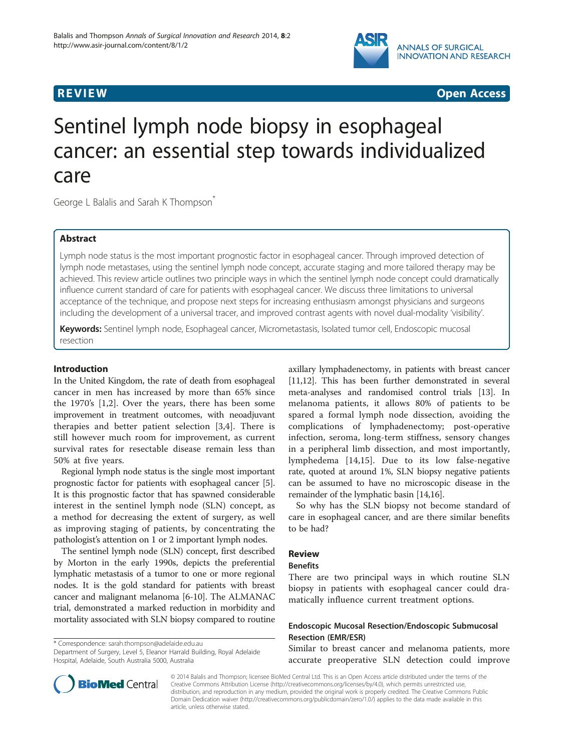REVIEW Open Access

# Sentinel lymph node biopsy in esophageal cancer: an essential step towards individualized care

George L Balalis and Sarah K Thompson*

## Abstract

Lymph node status is the most important prognostic factor in esophageal cancer. Through improved detection of lymph node metastases, using the sentinel lymph node concept, accurate staging and more tailored therapy may be achieved. This review article outlines two principle ways in which the sentinel lymph node concept could dramatically influence current standard of care for patients with esophageal cancer. We discuss three limitations to universal acceptance of the technique, and propose next steps for increasing enthusiasm amongst physicians and surgeons including the development of a universal tracer, and improved contrast agents with novel dual-modality 'visibility'.

**Keywords:** Sentinel lymph node, Esophageal cancer, Micrometastasis, Isolated tumor cell, Endoscopic mucosal resection

## Introduction

In the United Kingdom, the rate of death from esophageal cancer in men has increased by more than 65% since the 1970's [1,2]. Over the years, there has been some improvement in treatment outcomes, with neoadjuvant therapies and better patient selection [3,4]. There is still however much room for improvement, as current survival rates for resectable disease remain less than 50% at five years.

Regional lymph node status is the single most important prognostic factor for patients with esophageal cancer [5]. It is this prognostic factor that has spawned considerable interest in the sentinel lymph node (SLN) concept, as a method for decreasing the extent of surgery, as well as improving staging of patients, by concentrating the pathologist's attention on 1 or 2 important lymph nodes.

The sentinel lymph node (SLN) concept, first described by Morton in the early 1990s, depicts the preferential lymphatic metastasis of a tumor to one or more regional nodes. It is the gold standard for patients with breast cancer and malignant melanoma [6-10]. The ALMANAC trial, demonstrated a marked reduction in morbidity and mortality associated with SLN biopsy compared to routine axillary lymphadenectomy, in patients with breast cancer [11,12]. This has been further demonstrated in several meta-analyses and randomised control trials [13]. In melanoma patients, it allows 80% of patients to be spared a formal lymph node dissection, avoiding the complications of lymphadenectomy; post-operative infection, seroma, long-term stiffness, sensory changes in a peripheral limb dissection, and most importantly, lymphedema [14,15]. Due to its low false-negative rate, quoted at around 1%, SLN biopsy negative patients can be assumed to have no microscopic disease in the remainder of the lymphatic basin [14,16].

So why has the SLN biopsy not become standard of care in esophageal cancer, and are there similar benefits to be had?

## Review

### Benefits

There are two principal ways in which routine SLN biopsy in patients with esophageal cancer could dramatically influence current treatment options.

#### Endoscopic Mucosal Resection/Endoscopic Submucosal Resection (EMR/ESR)

Similar to breast cancer and melanoma patients, more accurate preoperative SLN detection could improve

\* Correspondence: sarah.thompson@adelaide.edu.au
Department of Surgery, Level 5, Eleanor Harrald Building, Royal Adelaide Hospital, Adelaide, South Australia 5000, Australia

© 2014 Balalis and Thompson; licensee BioMed Central Ltd. This is an Open Access article distributed under the terms of the Creative Commons Attribution License (http://creativecommons.org/licenses/by/4.0), which permits unrestricted use, distribution, and reproduction in any medium, provided the original work is properly credited. The Creative Commons Public Domain Dedication waiver (http://creativecommons.org/publicdomain/zero/1.0/) applies to the data made available in this article, unless otherwise stated.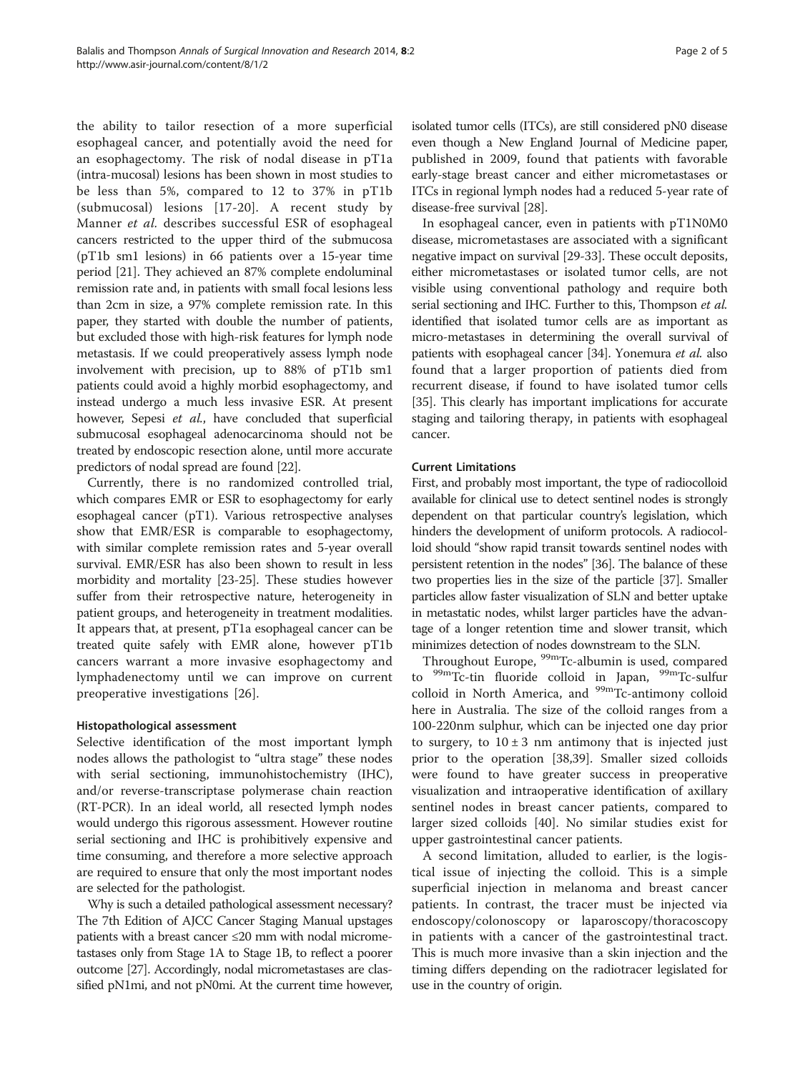the ability to tailor resection of a more superficial esophageal cancer, and potentially avoid the need for an esophagectomy. The risk of nodal disease in pT1a (intra-mucosal) lesions has been shown in most studies to be less than 5%, compared to 12 to 37% in pT1b (submucosal) lesions [17-20]. A recent study by Manner *et al.* describes successful ESR of esophageal cancers restricted to the upper third of the submucosa (pT1b sm1 lesions) in 66 patients over a 15-year time period [21]. They achieved an 87% complete endoluminal remission rate and, in patients with small focal lesions less than 2cm in size, a 97% complete remission rate. In this paper, they started with double the number of patients, but excluded those with high-risk features for lymph node metastasis. If we could preoperatively assess lymph node involvement with precision, up to 88% of pT1b sm1 patients could avoid a highly morbid esophagectomy, and instead undergo a much less invasive ESR. At present however, Sepesi *et al.*, have concluded that superficial submucosal esophageal adenocarcinoma should not be treated by endoscopic resection alone, until more accurate predictors of nodal spread are found [22].

Currently, there is no randomized controlled trial, which compares EMR or ESR to esophagectomy for early esophageal cancer (pT1). Various retrospective analyses show that EMR/ESR is comparable to esophagectomy, with similar complete remission rates and 5-year overall survival. EMR/ESR has also been shown to result in less morbidity and mortality [23-25]. These studies however suffer from their retrospective nature, heterogeneity in patient groups, and heterogeneity in treatment modalities. It appears that, at present, pT1a esophageal cancer can be treated quite safely with EMR alone, however pT1b cancers warrant a more invasive esophagectomy and lymphadenectomy until we can improve on current preoperative investigations [26].

### Histopathological assessment

Selective identification of the most important lymph nodes allows the pathologist to "ultra stage" these nodes with serial sectioning, immunohistochemistry (IHC), and/or reverse-transcriptase polymerase chain reaction (RT-PCR). In an ideal world, all resected lymph nodes would undergo this rigorous assessment. However routine serial sectioning and IHC is prohibitively expensive and time consuming, and therefore a more selective approach are required to ensure that only the most important nodes are selected for the pathologist.

Why is such a detailed pathological assessment necessary? The 7th Edition of AJCC Cancer Staging Manual upstages patients with a breast cancer ≤20 mm with nodal micrometastases only from Stage 1A to Stage 1B, to reflect a poorer outcome [27]. Accordingly, nodal micrometastases are classified pN1mi, and not pN0mi. At the current time however, isolated tumor cells (ITCs), are still considered pN0 disease even though a New England Journal of Medicine paper, published in 2009, found that patients with favorable early-stage breast cancer and either micrometastases or ITCs in regional lymph nodes had a reduced 5-year rate of disease-free survival [28].

In esophageal cancer, even in patients with pT1N0M0 disease, micrometastases are associated with a significant negative impact on survival [29-33]. These occult deposits, either micrometastases or isolated tumor cells, are not visible using conventional pathology and require both serial sectioning and IHC. Further to this, Thompson *et al.* identified that isolated tumor cells are as important as micro-metastases in determining the overall survival of patients with esophageal cancer [34]. Yonemura *et al.* also found that a larger proportion of patients died from recurrent disease, if found to have isolated tumor cells [35]. This clearly has important implications for accurate staging and tailoring therapy, in patients with esophageal cancer.

### Current Limitations

First, and probably most important, the type of radiocolloid available for clinical use to detect sentinel nodes is strongly dependent on that particular country's legislation, which hinders the development of uniform protocols. A radiocolloid should "show rapid transit towards sentinel nodes with persistent retention in the nodes" [36]. The balance of these two properties lies in the size of the particle [37]. Smaller particles allow faster visualization of SLN and better uptake in metastatic nodes, whilst larger particles have the advantage of a longer retention time and slower transit, which minimizes detection of nodes downstream to the SLN.

Throughout Europe, $^{99m}$Tc-albumin is used, compared to $^{99m}$Tc-tin fluoride colloid in Japan, $^{99m}$Tc-sulfur colloid in North America, and $^{99m}$Tc-antimony colloid here in Australia. The size of the colloid ranges from a 100-220nm sulphur, which can be injected one day prior to surgery, to $10 \pm 3$ nm antimony that is injected just prior to the operation [38,39]. Smaller sized colloids were found to have greater success in preoperative visualization and intraoperative identification of axillary sentinel nodes in breast cancer patients, compared to larger sized colloids [40]. No similar studies exist for upper gastrointestinal cancer patients.

A second limitation, alluded to earlier, is the logistical issue of injecting the colloid. This is a simple superficial injection in melanoma and breast cancer patients. In contrast, the tracer must be injected via endoscopy/colonoscopy or laparoscopy/thoracoscopy in patients with a cancer of the gastrointestinal tract. This is much more invasive than a skin injection and the timing differs depending on the radiotracer legislated for use in the country of origin.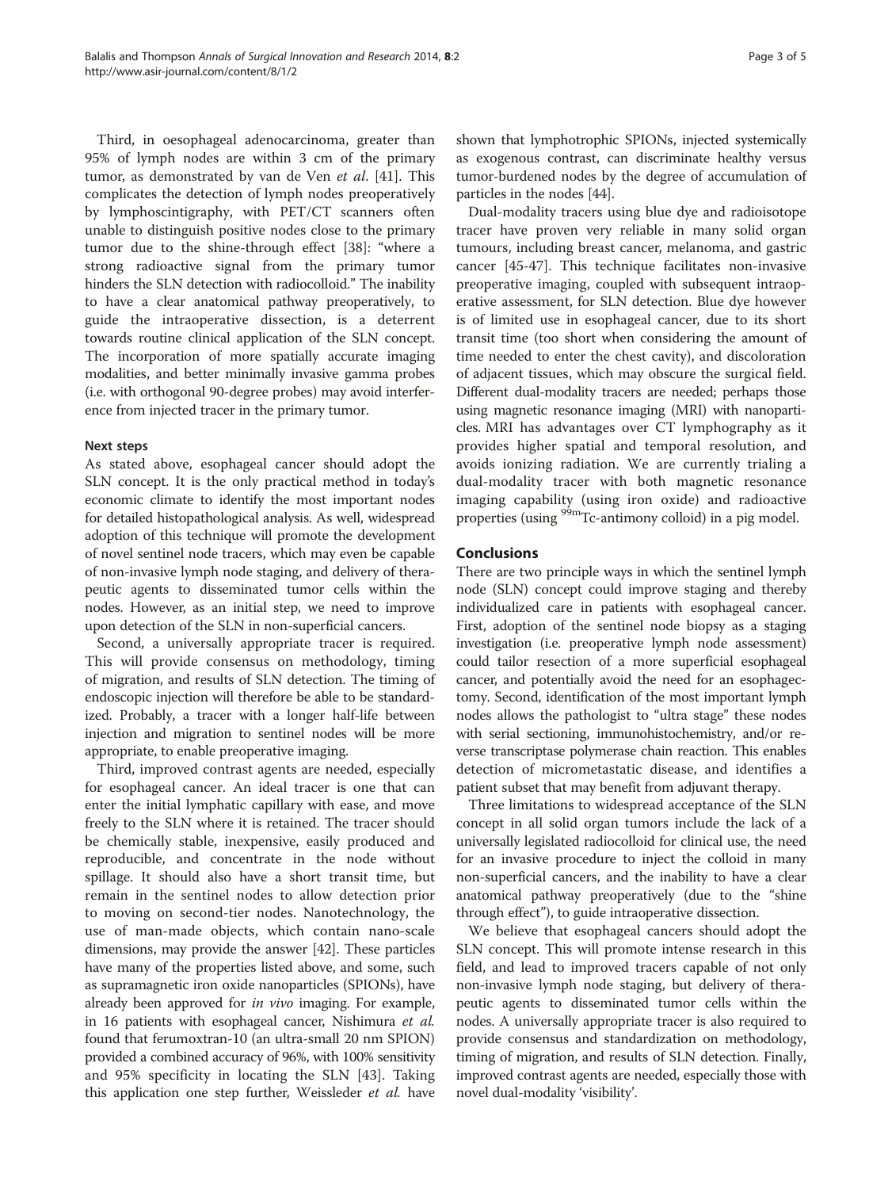Third, in oesophageal adenocarcinoma, greater than 95% of lymph nodes are within 3 cm of the primary tumor, as demonstrated by van de Ven *et al*. [41]. This complicates the detection of lymph nodes preoperatively by lymphoscintigraphy, with PET/CT scanners often unable to distinguish positive nodes close to the primary tumor due to the shine-through effect [38]: "where a strong radioactive signal from the primary tumor hinders the SLN detection with radiocolloid." The inability to have a clear anatomical pathway preoperatively, to guide the intraoperative dissection, is a deterrent towards routine clinical application of the SLN concept. The incorporation of more spatially accurate imaging modalities, and better minimally invasive gamma probes (i.e. with orthogonal 90-degree probes) may avoid interference from injected tracer in the primary tumor.

### Next steps

As stated above, esophageal cancer should adopt the SLN concept. It is the only practical method in today's economic climate to identify the most important nodes for detailed histopathological analysis. As well, widespread adoption of this technique will promote the development of novel sentinel node tracers, which may even be capable of non-invasive lymph node staging, and delivery of therapeutic agents to disseminated tumor cells within the nodes. However, as an initial step, we need to improve upon detection of the SLN in non-superficial cancers.

Second, a universally appropriate tracer is required. This will provide consensus on methodology, timing of migration, and results of SLN detection. The timing of endoscopic injection will therefore be able to be standardized. Probably, a tracer with a longer half-life between injection and migration to sentinel nodes will be more appropriate, to enable preoperative imaging.

Third, improved contrast agents are needed, especially for esophageal cancer. An ideal tracer is one that can enter the initial lymphatic capillary with ease, and move freely to the SLN where it is retained. The tracer should be chemically stable, inexpensive, easily produced and reproducible, and concentrate in the node without spillage. It should also have a short transit time, but remain in the sentinel nodes to allow detection prior to moving on second-tier nodes. Nanotechnology, the use of man-made objects, which contain nano-scale dimensions, may provide the answer [42]. These particles have many of the properties listed above, and some, such as supramagnetic iron oxide nanoparticles (SPIONs), have already been approved for *in vivo* imaging. For example, in 16 patients with esophageal cancer, Nishimura *et al.* found that ferumoxtran-10 (an ultra-small 20 nm SPION) provided a combined accuracy of 96%, with 100% sensitivity and 95% specificity in locating the SLN [43]. Taking this application one step further, Weissleder *et al.* have shown that lymphotrophic SPIONs, injected systemically as exogenous contrast, can discriminate healthy versus tumor-burdened nodes by the degree of accumulation of particles in the nodes [44].

Dual-modality tracers using blue dye and radioisotope tracer have proven very reliable in many solid organ tumours, including breast cancer, melanoma, and gastric cancer [45-47]. This technique facilitates non-invasive preoperative imaging, coupled with subsequent intraoperative assessment, for SLN detection. Blue dye however is of limited use in esophageal cancer, due to its short transit time (too short when considering the amount of time needed to enter the chest cavity), and discoloration of adjacent tissues, which may obscure the surgical field. Different dual-modality tracers are needed; perhaps those using magnetic resonance imaging (MRI) with nanoparticles. MRI has advantages over CT lymphography as it provides higher spatial and temporal resolution, and avoids ionizing radiation. We are currently trialing a dual-modality tracer with both magnetic resonance imaging capability (using iron oxide) and radioactive properties (using $^{99m}$Tc-antimony colloid) in a pig model.

## Conclusions

There are two principle ways in which the sentinel lymph node (SLN) concept could improve staging and thereby individualized care in patients with esophageal cancer. First, adoption of the sentinel node biopsy as a staging investigation (i.e. preoperative lymph node assessment) could tailor resection of a more superficial esophageal cancer, and potentially avoid the need for an esophagectomy. Second, identification of the most important lymph nodes allows the pathologist to "ultra stage" these nodes with serial sectioning, immunohistochemistry, and/or reverse transcriptase polymerase chain reaction. This enables detection of micrometastatic disease, and identifies a patient subset that may benefit from adjuvant therapy.

Three limitations to widespread acceptance of the SLN concept in all solid organ tumors include the lack of a universally legislated radiocolloid for clinical use, the need for an invasive procedure to inject the colloid in many non-superficial cancers, and the inability to have a clear anatomical pathway preoperatively (due to the "shine through effect"), to guide intraoperative dissection.

We believe that esophageal cancers should adopt the SLN concept. This will promote intense research in this field, and lead to improved tracers capable of not only non-invasive lymph node staging, but delivery of therapeutic agents to disseminated tumor cells within the nodes. A universally appropriate tracer is also required to provide consensus and standardization on methodology, timing of migration, and results of SLN detection. Finally, improved contrast agents are needed, especially those with novel dual-modality 'visibility'.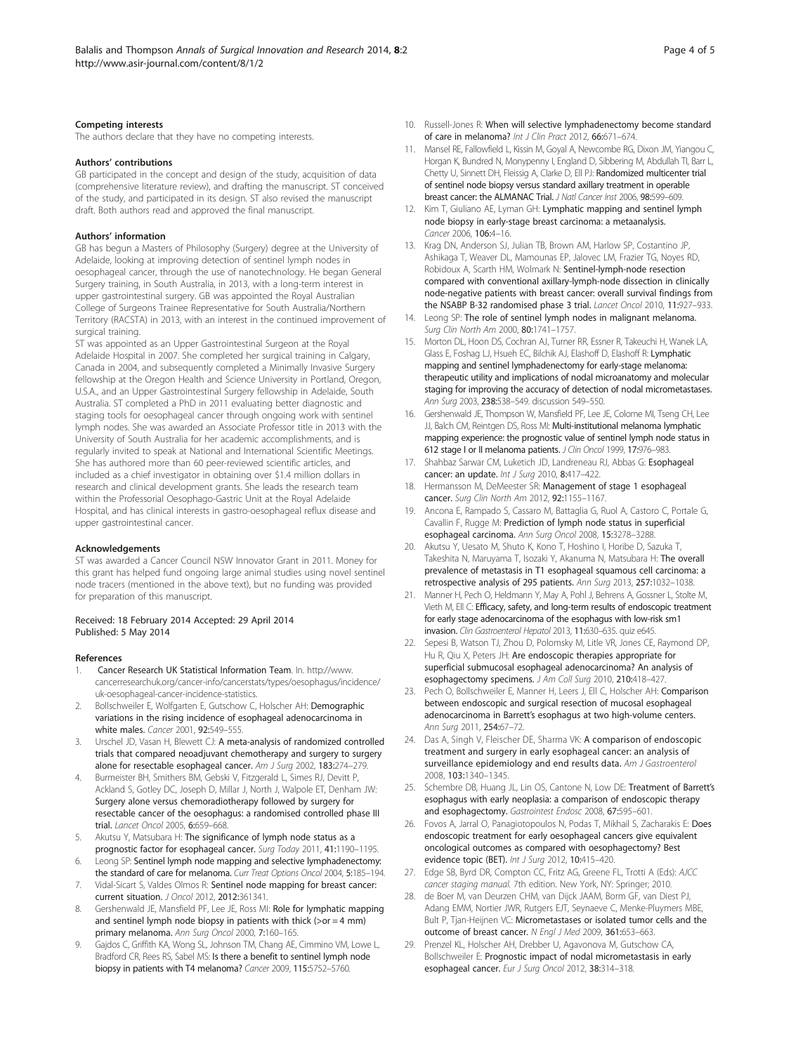### Competing interests

The authors declare that they have no competing interests.

### Authors' contributions

GB participated in the concept and design of the study, acquisition of data (comprehensive literature review), and drafting the manuscript. ST conceived of the study, and participated in its design. ST also revised the manuscript draft. Both authors read and approved the final manuscript.

### Authors' information

GB has begun a Masters of Philosophy (Surgery) degree at the University of Adelaide, looking at improving detection of sentinel lymph nodes in oesophageal cancer, through the use of nanotechnology. He began General Surgery training, in South Australia, in 2013, with a long-term interest in upper gastrointestinal surgery. GB was appointed the Royal Australian College of Surgeons Trainee Representative for South Australia/Northern Territory (RACSTA) in 2013, with an interest in the continued improvement of surgical training.

ST was appointed as an Upper Gastrointestinal Surgeon at the Royal Adelaide Hospital in 2007. She completed her surgical training in Calgary, Canada in 2004, and subsequently completed a Minimally Invasive Surgery fellowship at the Oregon Health and Science University in Portland, Oregon, U.S.A., and an Upper Gastrointestinal Surgery fellowship in Adelaide, South Australia. ST completed a PhD in 2011 evaluating better diagnostic and staging tools for oesophageal cancer through ongoing work with sentinel lymph nodes. She was awarded an Associate Professor title in 2013 with the University of South Australia for her academic accomplishments, and is regularly invited to speak at National and International Scientific Meetings. She has authored more than 60 peer-reviewed scientific articles, and included as a chief investigator in obtaining over $1.4 million dollars in research and clinical development grants. She leads the research team within the Professorial Oesophago-Gastric Unit at the Royal Adelaide Hospital, and has clinical interests in gastro-oesophageal reflux disease and upper gastrointestinal cancer.

### Acknowledgements

ST was awarded a Cancer Council NSW Innovator Grant in 2011. Money for this grant has helped fund ongoing large animal studies using novel sentinel node tracers (mentioned in the above text), but no funding was provided for preparation of this manuscript.

Received: 18 February 2014 Accepted: 29 April 2014
Published: 5 May 2014

### References

1. Cancer Research UK Statistical Information Team. In. http://www.cancerresearchuk.org/cancer-info/cancerstats/types/oesophagus/incidence/uk-oesophageal-cancer-incidence-statistics.
2. Bollschweiler E, Wolfgarten E, Gutschow C, Holscher AH: **Demographic variations in the rising incidence of esophageal adenocarcinoma in white males.** *Cancer* 2001, **92:**549–555.
3. Urschel JD, Vasan H, Blewett CJ: **A meta-analysis of randomized controlled trials that compared neoadjuvant chemotherapy and surgery to surgery alone for resectable esophageal cancer.** *Am J Surg* 2002, **183:**274–279.
4. Burmeister BH, Smithers BM, Gebski V, Fitzgerald L, Simes RJ, Devitt P, Ackland S, Gotley DC, Joseph D, Millar J, North J, Walpole ET, Denham JW: **Surgery alone versus chemoradiotherapy followed by surgery for resectable cancer of the oesophagus: a randomised controlled phase III trial.** *Lancet Oncol* 2005, **6:**659–668.
5. Akutsu Y, Matsubara H: **The significance of lymph node status as a prognostic factor for esophageal cancer.** *Surg Today* 2011, **41:**1190–1195.
6. Leong SP: **Sentinel lymph node mapping and selective lymphadenectomy: the standard of care for melanoma.** *Curr Treat Options Oncol* 2004, **5:**185–194.
7. Vidal-Sicart S, Valdes Olmos R: **Sentinel node mapping for breast cancer: current situation.** *J Oncol* 2012, **2012:**361341.
8. Gershenwald JE, Mansfield PF, Lee JE, Ross MI: **Role for lymphatic mapping and sentinel lymph node biopsy in patients with thick (>or = 4 mm) primary melanoma.** *Ann Surg Oncol* 2000, **7:**160–165.
9. Gajdos C, Griffith KA, Wong SL, Johnson TM, Chang AE, Cimmino VM, Lowe L, Bradford CR, Rees RS, Sabel MS: **Is there a benefit to sentinel lymph node biopsy in patients with T4 melanoma?** *Cancer* 2009, **115:**5752–5760.
10. Russell-Jones R: **When will selective lymphadenectomy become standard of care in melanoma?** *Int J Clin Pract* 2012, **66:**671–674.
11. Mansel RE, Fallowfield L, Kissin M, Goyal A, Newcombe RG, Dixon JM, Yiangou C, Horgan K, Bundred N, Monypenny I, England D, Sibbering M, Abdullah TI, Barr L, Chetty U, Sinnett DH, Fleissig A, Clarke D, Ell PJ: **Randomized multicenter trial of sentinel node biopsy versus standard axillary treatment in operable breast cancer: the ALMANAC Trial.** *J Natl Cancer Inst* 2006, **98:**599–609.
12. Kim T, Giuliano AE, Lyman GH: **Lymphatic mapping and sentinel lymph node biopsy in early-stage breast carcinoma: a metaanalysis.** *Cancer* 2006, **106:**4–16.
13. Krag DN, Anderson SJ, Julian TB, Brown AM, Harlow SP, Costantino JP, Ashikaga T, Weaver DL, Mamounas EP, Jalovec LM, Frazier TG, Noyes RD, Robidoux A, Scarth HM, Wolmark N: **Sentinel-lymph-node resection compared with conventional axillary-lymph-node dissection in clinically node-negative patients with breast cancer: overall survival findings from the NSABP B-32 randomised phase 3 trial.** *Lancet Oncol* 2010, **11:**927–933.
14. Leong SP: **The role of sentinel lymph nodes in malignant melanoma.** *Surg Clin North Am* 2000, **80:**1741–1757.
15. Morton DL, Hoon DS, Cochran AJ, Turner RR, Essner R, Takeuchi H, Wanek LA, Glass E, Foshag LJ, Hsueh EC, Bilchik AJ, Elashoff D, Elashoff R: **Lymphatic mapping and sentinel lymphadenectomy for early-stage melanoma: therapeutic utility and implications of nodal microanatomy and molecular staging for improving the accuracy of detection of nodal micrometastases.** *Ann Surg* 2003, **238:**538–549. discussion 549–550.
16. Gershenwald JE, Thompson W, Mansfield PF, Lee JE, Colome MI, Tseng CH, Lee JJ, Balch CM, Reintgen DS, Ross MI: **Multi-institutional melanoma lymphatic mapping experience: the prognostic value of sentinel lymph node status in 612 stage I or II melanoma patients.** *J Clin Oncol* 1999, **17:**976–983.
17. Shahbaz Sarwar CM, Luketich JD, Landreneau RJ, Abbas G: **Esophageal cancer: an update.** *Int J Surg* 2010, **8:**417–422.
18. Hermansson M, DeMeester SR: **Management of stage 1 esophageal cancer.** *Surg Clin North Am* 2012, **92:**1155–1167.
19. Ancona E, Rampado S, Cassaro M, Battaglia G, Ruol A, Castoro C, Portale G, Cavallin F, Rugge M: **Prediction of lymph node status in superficial esophageal carcinoma.** *Ann Surg Oncol* 2008, **15:**3278–3288.
20. Akutsu Y, Uesato M, Shuto K, Kono T, Hoshino I, Horibe D, Sazuka T, Takeshita N, Maruyama T, Isozaki Y, Akanuma N, Matsubara H: **The overall prevalence of metastasis in T1 esophageal squamous cell carcinoma: a retrospective analysis of 295 patients.** *Ann Surg* 2013, **257:**1032–1038.
21. Manner H, Pech O, Heldmann Y, May A, Pohl J, Behrens A, Gossner L, Stolte M, Vieth M, Ell C: **Efficacy, safety, and long-term results of endoscopic treatment for early stage adenocarcinoma of the esophagus with low-risk sm1 invasion.** *Clin Gastroenterol Hepatol* 2013, **11:**630–635. quiz e645.
22. Sepesi B, Watson TJ, Zhou D, Polomsky M, Litle VR, Jones CE, Raymond DP, Hu R, Qiu X, Peters JH: **Are endoscopic therapies appropriate for superficial submucosal esophageal adenocarcinoma? An analysis of esophagectomy specimens.** *J Am Coll Surg* 2010, **210:**418–427.
23. Pech O, Bollschweiler E, Manner H, Leers J, Ell C, Holscher AH: **Comparison between endoscopic and surgical resection of mucosal esophageal adenocarcinoma in Barrett's esophagus at two high-volume centers.** *Ann Surg* 2011, **254:**67–72.
24. Das A, Singh V, Fleischer DE, Sharma VK: **A comparison of endoscopic treatment and surgery in early esophageal cancer: an analysis of surveillance epidemiology and end results data.** *Am J Gastroenterol* 2008, **103:**1340–1345.
25. Schembre DB, Huang JL, Lin OS, Cantone N, Low DE: **Treatment of Barrett's esophagus with early neoplasia: a comparison of endoscopic therapy and esophagectomy.** *Gastrointest Endosc* 2008, **67:**595–601.
26. Fovos A, Jarral O, Panagiotopoulos N, Podas T, Mikhail S, Zacharakis E: **Does endoscopic treatment for early oesophageal cancers give equivalent oncological outcomes as compared with oesophagectomy? Best evidence topic (BET).** *Int J Surg* 2012, **10:**415–420.
27. Edge SB, Byrd DR, Compton CC, Fritz AG, Greene FL, Trotti A (Eds): *AJCC cancer staging manual.* 7th edition. New York, NY: Springer; 2010.
28. de Boer M, van Deurzen CHM, van Dijck JAAM, Borm GF, van Diest PJ, Adang EMM, Nortier JWR, Rutgers EJT, Seynaeve C, Menke-Pluymers MBE, Bult P, Tjan-Heijnen VC: **Micrometastases or isolated tumor cells and the outcome of breast cancer.** *N Engl J Med* 2009, **361:**653–663.
29. Prenzel KL, Holscher AH, Drebber U, Agavonova M, Gutschow CA, Bollschweiler E: **Prognostic impact of nodal micrometastasis in early esophageal cancer.** *Eur J Surg Oncol* 2012, **38:**314–318.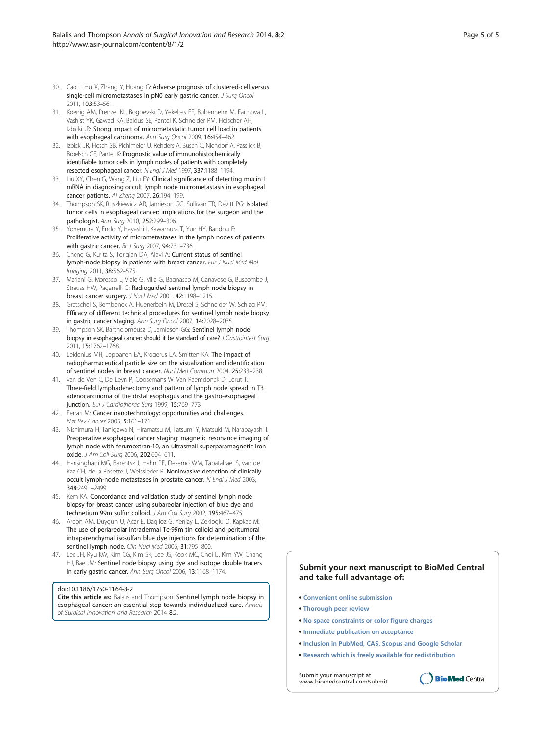30. Cao L, Hu X, Zhang Y, Huang G: **Adverse prognosis of clustered-cell versus single-cell micrometastases in pN0 early gastric cancer.** *J Surg Oncol* 2011, **103:**53–56.
31. Koenig AM, Prenzel KL, Bogoevski D, Yekebas EF, Bubenheim M, Faithova L, Vashist YK, Gawad KA, Baldus SE, Pantel K, Schneider PM, Holscher AH, Izbicki JR: **Strong impact of micrometastatic tumor cell load in patients with esophageal carcinoma.** *Ann Surg Oncol* 2009, **16:**454–462.
32. Izbicki JR, Hosch SB, Pichlmeier U, Rehders A, Busch C, Niendorf A, Passlick B, Broelsch CE, Pantel K: **Prognostic value of immunohistochemically identifiable tumor cells in lymph nodes of patients with completely resected esophageal cancer.** *N Engl J Med* 1997, **337:**1188–1194.
33. Liu XY, Chen G, Wang Z, Liu FY: **Clinical significance of detecting mucin 1 mRNA in diagnosing occult lymph node micrometastasis in esophageal cancer patients.** *Ai Zheng* 2007, **26:**194–199.
34. Thompson SK, Ruszkiewicz AR, Jamieson GG, Sullivan TR, Devitt PG: **Isolated tumor cells in esophageal cancer: implications for the surgeon and the pathologist.** *Ann Surg* 2010, **252:**299–306.
35. Yonemura Y, Endo Y, Hayashi I, Kawamura T, Yun HY, Bandou E: **Proliferative activity of micrometastases in the lymph nodes of patients with gastric cancer.** *Br J Surg* 2007, **94:**731–736.
36. Cheng G, Kurita S, Torigian DA, Alavi A: **Current status of sentinel lymph-node biopsy in patients with breast cancer.** *Eur J Nucl Med Mol Imaging* 2011, **38:**562–575.
37. Mariani G, Moresco L, Viale G, Villa G, Bagnasco M, Canavese G, Buscombe J, Strauss HW, Paganelli G: **Radioguided sentinel lymph node biopsy in breast cancer surgery.** *J Nucl Med* 2001, **42:**1198–1215.
38. Gretschel S, Bembenek A, Huenerbein M, Dresel S, Schneider W, Schlag PM: **Efficacy of different technical procedures for sentinel lymph node biopsy in gastric cancer staging.** *Ann Surg Oncol* 2007, **14:**2028–2035.
39. Thompson SK, Bartholomeusz D, Jamieson GG: **Sentinel lymph node biopsy in esophageal cancer: should it be standard of care?** *J Gastrointest Surg* 2011, **15:**1762–1768.
40. Leidenius MH, Leppanen EA, Krogerus LA, Smitten KA: **The impact of radiopharmaceutical particle size on the visualization and identification of sentinel nodes in breast cancer.** *Nucl Med Commun* 2004, **25:**233–238.
41. van de Ven C, De Leyn P, Coosemans W, Van Raemdonck D, Lerut T: **Three-field lymphadenectomy and pattern of lymph node spread in T3 adenocarcinoma of the distal esophagus and the gastro-esophageal junction.** *Eur J Cardiothorac Surg* 1999, **15:**769–773.
42. Ferrari M: **Cancer nanotechnology: opportunities and challenges.** *Nat Rev Cancer* 2005, **5:**161–171.
43. Nishimura H, Tanigawa N, Hiramatsu M, Tatsumi Y, Matsuki M, Narabayashi I: **Preoperative esophageal cancer staging: magnetic resonance imaging of lymph node with ferumoxtran-10, an ultrasmall superparamagnetic iron oxide.** *J Am Coll Surg* 2006, **202:**604–611.
44. Harisinghani MG, Barentsz J, Hahn PF, Deserno WM, Tabatabaei S, van de Kaa CH, de la Rosette J, Weissleder R: **Noninvasive detection of clinically occult lymph-node metastases in prostate cancer.** *N Engl J Med* 2003, **348:**2491–2499.
45. Kern KA: **Concordance and validation study of sentinel lymph node biopsy for breast cancer using subareolar injection of blue dye and technetium 99m sulfur colloid.** *J Am Coll Surg* 2002, **195:**467–475.
46. Argon AM, Duygun U, Acar E, Daglioz G, Yenjay L, Zekioglu O, Kapkac M: **The use of periareolar intradermal Tc-99m tin colloid and peritumoral intraparenchymal isosulfan blue dye injections for determination of the sentinel lymph node.** *Clin Nucl Med* 2006, **31:**795–800.
47. Lee JH, Ryu KW, Kim CG, Kim SK, Lee JS, Kook MC, Choi IJ, Kim YW, Chang HJ, Bae JM: **Sentinel node biopsy using dye and isotope double tracers in early gastric cancer.** *Ann Surg Oncol* 2006, **13:**1168–1174.

doi:10.1186/1750-1164-8-2

**Cite this article as:** Balalis and Thompson: Sentinel lymph node biopsy in esophageal cancer: an essential step towards individualized care. *Annals of Surgical Innovation and Research* 2014 **8**:2.

**Submit your next manuscript to BioMed Central and take full advantage of:**

- **Convenient online submission**
- **Thorough peer review**
- **No space constraints or color figure charges**
- **Immediate publication on acceptance**
- **Inclusion in PubMed, CAS, Scopus and Google Scholar**
- **Research which is freely available for redistribution**

Submit your manuscript at www.biomedcentral.com/submit

BioMed Central